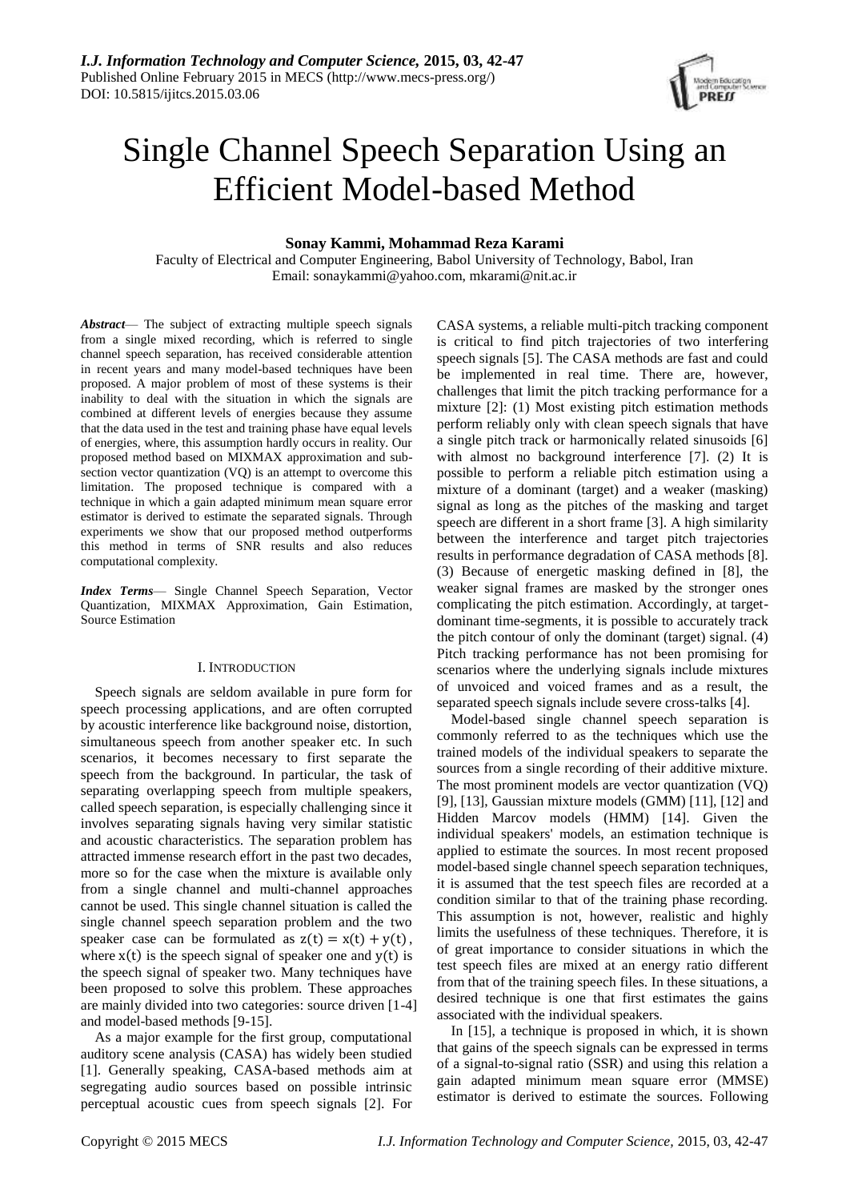# Single Channel Speech Separation Using an Efficient Model-based Method

**Sonay Kammi, Mohammad Reza Karami**

Faculty of Electrical and Computer Engineering, Babol University of Technology, Babol, Iran
Email: sonaykammi@yahoo.com, mkarami@nit.ac.ir

***Abstract***— The subject of extracting multiple speech signals from a single mixed recording, which is referred to single channel speech separation, has received considerable attention in recent years and many model-based techniques have been proposed. A major problem of most of these systems is their inability to deal with the situation in which the signals are combined at different levels of energies because they assume that the data used in the test and training phase have equal levels of energies, where, this assumption hardly occurs in reality. Our proposed method based on MIXMAX approximation and sub-section vector quantization (VQ) is an attempt to overcome this limitation. The proposed technique is compared with a technique in which a gain adapted minimum mean square error estimator is derived to estimate the separated signals. Through experiments we show that our proposed method outperforms this method in terms of SNR results and also reduces computational complexity.

***Index Terms***— Single Channel Speech Separation, Vector Quantization, MIXMAX Approximation, Gain Estimation, Source Estimation

## I. INTRODUCTION

Speech signals are seldom available in pure form for speech processing applications, and are often corrupted by acoustic interference like background noise, distortion, simultaneous speech from another speaker etc. In such scenarios, it becomes necessary to first separate the speech from the background. In particular, the task of separating overlapping speech from multiple speakers, called speech separation, is especially challenging since it involves separating signals having very similar statistic and acoustic characteristics. The separation problem has attracted immense research effort in the past two decades, more so for the case when the mixture is available only from a single channel and multi-channel approaches cannot be used. This single channel situation is called the single channel speech separation problem and the two speaker case can be formulated as $z(t) = x(t) + y(t)$, where $x(t)$ is the speech signal of speaker one and $y(t)$ is the speech signal of speaker two. Many techniques have been proposed to solve this problem. These approaches are mainly divided into two categories: source driven [1-4] and model-based methods [9-15].

As a major example for the first group, computational auditory scene analysis (CASA) has widely been studied [1]. Generally speaking, CASA-based methods aim at segregating audio sources based on possible intrinsic perceptual acoustic cues from speech signals [2]. For CASA systems, a reliable multi-pitch tracking component is critical to find pitch trajectories of two interfering speech signals [5]. The CASA methods are fast and could be implemented in real time. There are, however, challenges that limit the pitch tracking performance for a mixture [2]: (1) Most existing pitch estimation methods perform reliably only with clean speech signals that have a single pitch track or harmonically related sinusoids [6] with almost no background interference [7]. (2) It is possible to perform a reliable pitch estimation using a mixture of a dominant (target) and a weaker (masking) signal as long as the pitches of the masking and target speech are different in a short frame [3]. A high similarity between the interference and target pitch trajectories results in performance degradation of CASA methods [8]. (3) Because of energetic masking defined in [8], the weaker signal frames are masked by the stronger ones complicating the pitch estimation. Accordingly, at target-dominant time-segments, it is possible to accurately track the pitch contour of only the dominant (target) signal. (4) Pitch tracking performance has not been promising for scenarios where the underlying signals include mixtures of unvoiced and voiced frames and as a result, the separated speech signals include severe cross-talks [4].

Model-based single channel speech separation is commonly referred to as the techniques which use the trained models of the individual speakers to separate the sources from a single recording of their additive mixture. The most prominent models are vector quantization (VQ) [9], [13], Gaussian mixture models (GMM) [11], [12] and Hidden Marcov models (HMM) [14]. Given the individual speakers' models, an estimation technique is applied to estimate the sources. In most recent proposed model-based single channel speech separation techniques, it is assumed that the test speech files are recorded at a condition similar to that of the training phase recording. This assumption is not, however, realistic and highly limits the usefulness of these techniques. Therefore, it is of great importance to consider situations in which the test speech files are mixed at an energy ratio different from that of the training speech files. In these situations, a desired technique is one that first estimates the gains associated with the individual speakers.

In [15], a technique is proposed in which, it is shown that gains of the speech signals can be expressed in terms of a signal-to-signal ratio (SSR) and using this relation a gain adapted minimum mean square error (MMSE) estimator is derived to estimate the sources. Following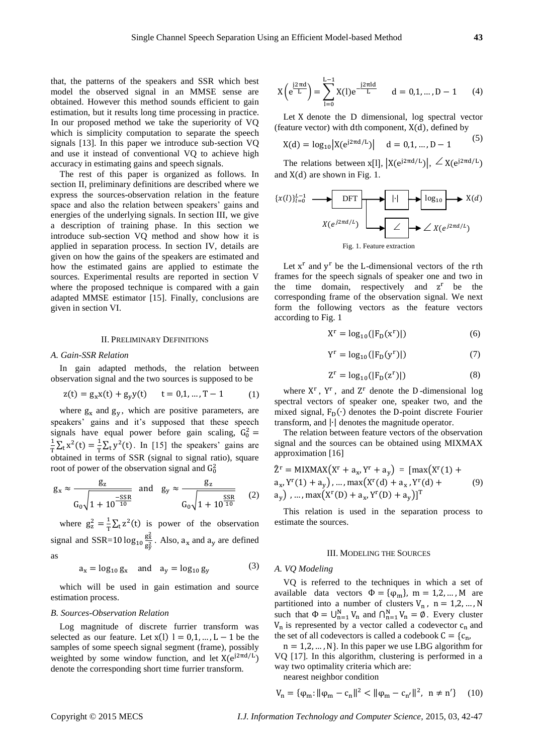that, the patterns of the speakers and SSR which best model the observed signal in an MMSE sense are obtained. However this method sounds efficient to gain estimation, but it results long time processing in practice. In our proposed method we take the superiority of VQ which is simplicity computation to separate the speech signals [13]. In this paper we introduce sub-section VQ and use it instead of conventional VQ to achieve high accuracy in estimating gains and speech signals.

The rest of this paper is organized as follows. In section II, preliminary definitions are described where we express the sources-observation relation in the feature space and also the relation between speakers' gains and energies of the underlying signals. In section III, we give a description of training phase. In this section we introduce sub-section VQ method and show how it is applied in separation process. In section IV, details are given on how the gains of the speakers are estimated and how the estimated gains are applied to estimate the sources. Experimental results are reported in section V where the proposed technique is compared with a gain adapted MMSE estimator [15]. Finally, conclusions are given in section VI.

## II. Preliminary Definitions

### A. Gain-SSR Relation

In gain adapted methods, the relation between observation signal and the two sources is supposed to be

$$z(t) = g_x x(t) + g_y y(t) \qquad t = 0,1,\dots,T-1 \tag{1}$$

where $g_x$ and $g_y$, which are positive parameters, are speakers' gains and it's supposed that these speech signals have equal power before gain scaling, $G_0^2 = \frac{1}{T}\sum_t x^2(t) = \frac{1}{T}\sum_t y^2(t)$. In [15] the speakers' gains are obtained in terms of SSR (signal to signal ratio), square root of power of the observation signal and $G_0^2$

$$g_x \approx \frac{g_z}{G_0\sqrt{1+10^{\frac{-SSR}{10}}}} \quad \text{and} \quad g_y \approx \frac{g_z}{G_0\sqrt{1+10^{\frac{SSR}{10}}}} \tag{2}$$

where $g_z^2 = \frac{1}{T}\sum_t z^2(t)$ is power of the observation signal and SSR$=10\log_{10}\frac{g_x^2}{g_y^2}$. Also, $a_x$ and $a_y$ are defined as

$$a_x = \log_{10} g_x \quad \text{and} \quad a_y = \log_{10} g_y \tag{3}$$

which will be used in gain estimation and source estimation process.

### B. Sources-Observation Relation

Log magnitude of discrete furrier transform was selected as our feature. Let $x(l)$ $l = 0,1,\dots,L-1$ be the samples of some speech signal segment (frame), possibly weighted by some window function, and let $X(e^{j2\pi d/L})$ denote the corresponding short time furrier transform.

$$X\left(e^{\frac{j2\pi d}{L}}\right) = \sum_{l=0}^{L-1} X(l)e^{-\frac{j2\pi ld}{L}} \qquad d = 0,1,\dots,D-1 \tag{4}$$

Let X denote the D dimensional, log spectral vector (feature vector) with $d$th component, $X(d)$, defined by

$$X(d) = \log_{10}\left|X(e^{j2\pi d/L})\right| \qquad d = 0,1,\dots,D-1 \tag{5}$$

The relations between $x[l]$, $\left|X(e^{j2\pi d/L})\right|$, $\angle X(e^{j2\pi d/L})$ and $X(d)$ are shown in Fig. 1.

$\{x(l)\}_{l=0}^{L-1}$ → DFT → $|\cdot|$ → $\log_{10}$ → $X(d)$; $X(e^{j2\pi d/L})$ → $\angle$ → $\angle X(e^{j2\pi d/L})$

Fig. 1. Feature extraction

Let $x^r$ and $y^r$ be the L-dimensional vectors of the $r$th frames for the speech signals of speaker one and two in the time domain, respectively and $z^r$ be the corresponding frame of the observation signal. We next form the following vectors as the feature vectors according to Fig. 1

$$X^r = \log_{10}(|F_D(x^r)|) \tag{6}$$

$$Y^r = \log_{10}(|F_D(y^r)|) \tag{7}$$

$$Z^r = \log_{10}(|F_D(z^r)|) \tag{8}$$

where $X^r$, $Y^r$, and $Z^r$ denote the D-dimensional log spectral vectors of speaker one, speaker two, and the mixed signal, $F_D(\cdot)$ denotes the D-point discrete Fourier transform, and $|\cdot|$ denotes the magnitude operator.

The relation between feature vectors of the observation signal and the sources can be obtained using MIXMAX approximation [16]

$$\hat{Z}^r = \text{MIXMAX}(X^r + a_x, Y^r + a_y) = [\max(X^r(1) + a_x, Y^r(1) + a_y), \dots, \max(X^r(d) + a_x, Y^r(d) + a_y), \dots, \max(X^r(D) + a_x, Y^r(D) + a_y)]^T \tag{9}$$

This relation is used in the separation process to estimate the sources.

## III. Modeling the Sources

### A. VQ Modeling

VQ is referred to the techniques in which a set of available data vectors $\Phi = \{\varphi_m\}$, $m = 1,2,\dots,M$ are partitioned into a number of clusters $V_n$, $n = 1,2,\dots,N$ such that $\Phi = \bigcup_{n=1}^{N} V_n$ and $\bigcap_{n=1}^{N} V_n = \emptyset$. Every cluster $V_n$ is represented by a vector called a codevector $c_n$ and the set of all codevectors is called a codebook $C = \{c_n,$ $n = 1,2,\dots,N\}$. In this paper we use LBG algorithm for VQ [17]. In this algorithm, clustering is performed in a way two optimality criteria which are:

nearest neighbor condition

$$V_n = \{\varphi_m : \|\varphi_m - c_n\|^2 < \|\varphi_m - c_{n'}\|^2, \ n \neq n'\} \tag{10}$$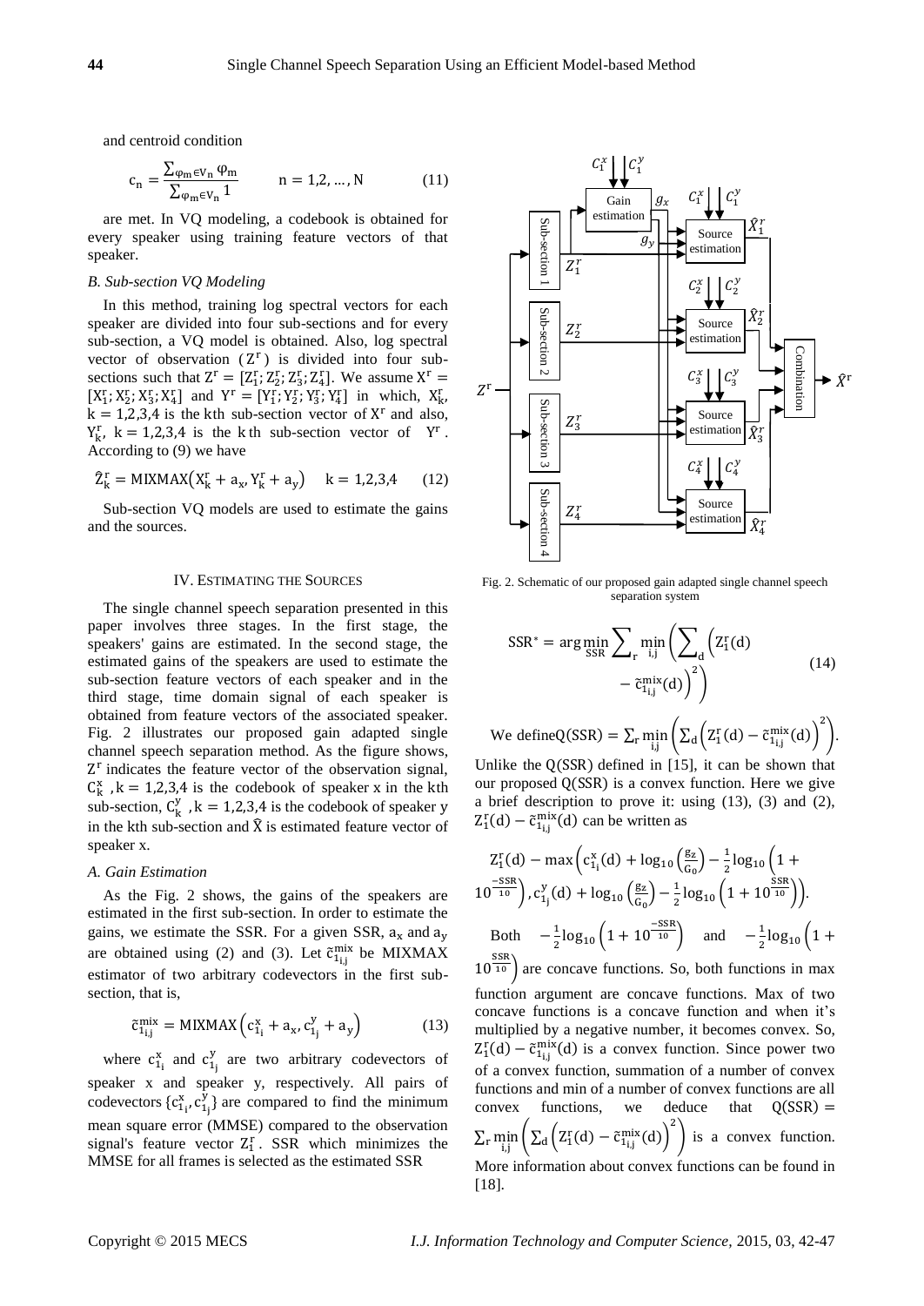and centroid condition

$$c_n = \frac{\sum_{\varphi_m \in V_n} \varphi_m}{\sum_{\varphi_m \in V_n} 1} \qquad n = 1,2, \dots, N \tag{11}$$

are met. In VQ modeling, a codebook is obtained for every speaker using training feature vectors of that speaker.

### B. Sub-section VQ Modeling

In this method, training log spectral vectors for each speaker are divided into four sub-sections and for every sub-section, a VQ model is obtained. Also, log spectral vector of observation ($Z^r$) is divided into four sub-sections such that $Z^r = [Z_1^r; Z_2^r; Z_3^r; Z_4^r]$. We assume $X^r = [X_1^r; X_2^r; X_3^r; X_4^r]$ and $Y^r = [Y_1^r; Y_2^r; Y_3^r; Y_4^r]$ in which, $X_k^r$, $k = 1,2,3,4$ is the kth sub-section vector of $X^r$ and also, $Y_k^r$, $k = 1,2,3,4$ is the kth sub-section vector of $Y^r$. According to (9) we have

$$\hat{Z}_k^r = \text{MIXMAX}\left(X_k^r + a_x, Y_k^r + a_y\right) \quad k = 1,2,3,4 \tag{12}$$

Sub-section VQ models are used to estimate the gains and the sources.

## IV. Estimating the Sources

The single channel speech separation presented in this paper involves three stages. In the first stage, the speakers' gains are estimated. In the second stage, the estimated gains of the speakers are used to estimate the sub-section feature vectors of each speaker and in the third stage, time domain signal of each speaker is obtained from feature vectors of the associated speaker. Fig. 2 illustrates our proposed gain adapted single channel speech separation method. As the figure shows, $Z^r$ indicates the feature vector of the observation signal, $C_k^x$, $k = 1,2,3,4$ is the codebook of speaker x in the kth sub-section, $C_k^y$, $k = 1,2,3,4$ is the codebook of speaker y in the kth sub-section and $\hat{X}$ is estimated feature vector of speaker x.

### A. Gain Estimation

As the Fig. 2 shows, the gains of the speakers are estimated in the first sub-section. In order to estimate the gains, we estimate the SSR. For a given SSR, $a_x$ and $a_y$ are obtained using (2) and (3). Let $\tilde{c}_{1_{i,j}}^{mix}$ be MIXMAX estimator of two arbitrary codevectors in the first sub-section, that is,

$$\tilde{c}_{1_{i,j}}^{mix} = \text{MIXMAX}\left(c_{1_i}^x + a_x, c_{1_j}^y + a_y\right) \tag{13}$$

where $c_{1_i}^x$ and $c_{1_j}^y$ are two arbitrary codevectors of speaker x and speaker y, respectively. All pairs of codevectors $\{c_{1_i}^x, c_{1_j}^y\}$ are compared to find the minimum mean square error (MMSE) compared to the observation signal's feature vector $Z_1^r$. SSR which minimizes the MMSE for all frames is selected as the estimated SSR

Fig. 2. Schematic of our proposed gain adapted single channel speech separation system

$$\text{SSR}^* = \arg\min_{\text{SSR}} \sum_r \min_{i,j} \left( \sum_d \left( Z_1^r(d) - \tilde{c}_{1_{i,j}}^{mix}(d) \right)^2 \right) \tag{14}$$

We define $Q(\text{SSR}) = \sum_r \min_{i,j} \left( \sum_d \left( Z_1^r(d) - \tilde{c}_{1_{i,j}}^{mix}(d) \right)^2 \right)$.

Unlike the $Q(\text{SSR})$ defined in [15], it can be shown that our proposed $Q(\text{SSR})$ is a convex function. Here we give a brief description to prove it: using (13), (3) and (2), $Z_1^r(d) - \tilde{c}_{1_{i,j}}^{mix}(d)$ can be written as

$$Z_1^r(d) - \max\left(c_{1_i}^x(d) + \log_{10}\left(\frac{g_z}{G_0}\right) - \frac{1}{2}\log_{10}\left(1 + 10^{\frac{-\text{SSR}}{10}}\right), c_{1_j}^y(d) + \log_{10}\left(\frac{g_z}{G_0}\right) - \frac{1}{2}\log_{10}\left(1 + 10^{\frac{\text{SSR}}{10}}\right)\right).$$

Both $-\frac{1}{2}\log_{10}\left(1 + 10^{\frac{-\text{SSR}}{10}}\right)$ and $-\frac{1}{2}\log_{10}\left(1 + 10^{\frac{\text{SSR}}{10}}\right)$ are concave functions. So, both functions in max function argument are concave functions. Max of two concave functions is a concave function and when it's multiplied by a negative number, it becomes convex. So, $Z_1^r(d) - \tilde{c}_{1_{i,j}}^{mix}(d)$ is a convex function. Since power two of a convex function, summation of a number of convex functions and min of a number of convex functions are all convex functions, we deduce that $Q(\text{SSR}) = \sum_r \min_{i,j} \left( \sum_d \left( Z_1^r(d) - \tilde{c}_{1_{i,j}}^{mix}(d) \right)^2 \right)$ is a convex function. More information about convex functions can be found in [18].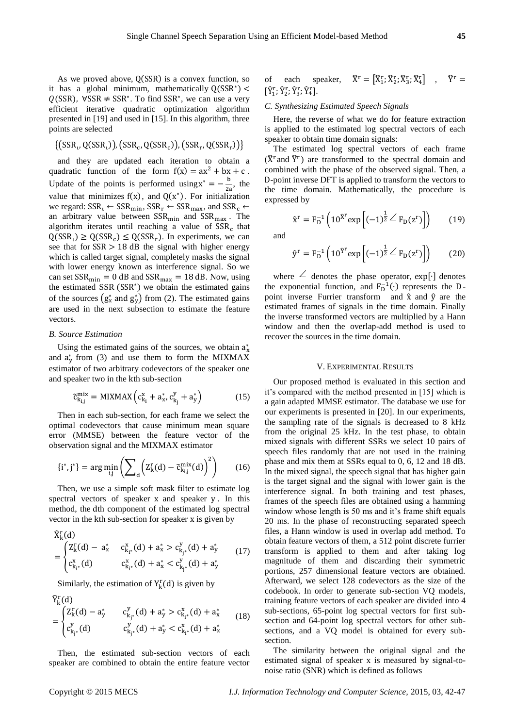As we proved above, $Q(\mathrm{SSR})$ is a convex function, so it has a global minimum, mathematically $Q(\mathrm{SSR}^*) < Q(\mathrm{SSR}),\ \forall \mathrm{SSR} \neq \mathrm{SSR}^*$. To find $\mathrm{SSR}^*$, we can use a very efficient iterative quadratic optimization algorithm presented in [19] and used in [15]. In this algorithm, three points are selected

$$\{(\mathrm{SSR}_\iota, Q(\mathrm{SSR}_\iota)), (\mathrm{SSR}_c, Q(\mathrm{SSR}_c)), (\mathrm{SSR}_r, Q(\mathrm{SSR}_r))\}$$

and they are updated each iteration to obtain a quadratic function of the form $f(x) = ax^2 + bx + c$. Update of the points is performed using $x^* = -\frac{b}{2a}$, the value that minimizes $f(x)$, and $Q(x^*)$. For initialization we regard: $\mathrm{SSR}_\iota \leftarrow \mathrm{SSR}_{\min}$, $\mathrm{SSR}_r \leftarrow \mathrm{SSR}_{\max}$, and $\mathrm{SSR}_c \leftarrow$ an arbitrary value between $\mathrm{SSR}_{\min}$ and $\mathrm{SSR}_{\max}$. The algorithm iterates until reaching a value of $\mathrm{SSR}_c$ that $Q(\mathrm{SSR}_\iota) \geq Q(\mathrm{SSR}_c) \leq Q(\mathrm{SSR}_r)$. In experiments, we can see that for $\mathrm{SSR} > 18$ dB the signal with higher energy which is called target signal, completely masks the signal with lower energy known as interference signal. So we can set $\mathrm{SSR}_{\min} = 0$ dB and $\mathrm{SSR}_{\max} = 18$ dB. Now, using the estimated SSR ($\mathrm{SSR}^*$) we obtain the estimated gains of the sources ($g_x^*$ and $g_y^*$) from (2). The estimated gains are used in the next subsection to estimate the feature vectors.

### *B. Source Estimation*

Using the estimated gains of the sources, we obtain $a_x^*$ and $a_y^*$ from (3) and use them to form the MIXMAX estimator of two arbitrary codevectors of the speaker one and speaker two in the kth sub-section

$$\tilde{c}^{\mathrm{mix}}_{k_{i,j}} = \mathrm{MIXMAX}\left(c^x_{k_i} + a_x^*, c^y_{k_j} + a_y^*\right) \tag{15}$$

Then in each sub-section, for each frame we select the optimal codevectors that cause minimum mean square error (MMSE) between the feature vector of the observation signal and the MIXMAX estimator

$$\{i^*, j^*\} = \arg\min_{i,j}\left(\sum_d \left(Z^r_k(d) - \tilde{c}^{\mathrm{mix}}_{k_{i,j}}(d)\right)^2\right) \tag{16}$$

Then, we use a simple soft mask filter to estimate log spectral vectors of speaker x and speaker y. In this method, the dth component of the estimated log spectral vector in the kth sub-section for speaker x is given by

$$\hat{X}^r_k(d) = \begin{cases} Z^r_k(d) - a_x^* & c^x_{k_{i^*}}(d) + a_x^* > c^y_{k_{j^*}}(d) + a_y^* \\ c^x_{k_{i^*}}(d) & c^x_{k_{i^*}}(d) + a_x^* < c^y_{k_{j^*}}(d) + a_y^* \end{cases} \tag{17}$$

Similarly, the estimation of $Y^r_k(d)$ is given by

$$\hat{Y}^r_k(d) = \begin{cases} Z^r_k(d) - a_y^* & c^y_{k_{j^*}}(d) + a_y^* > c^x_{k_{i^*}}(d) + a_x^* \\ c^y_{k_{j^*}}(d) & c^y_{k_{j^*}}(d) + a_y^* < c^x_{k_{i^*}}(d) + a_x^* \end{cases} \tag{18}$$

Then, the estimated sub-section vectors of each speaker are combined to obtain the entire feature vector of each speaker, $\hat{X}^r = [\hat{X}^r_1; \hat{X}^r_2; \hat{X}^r_3; \hat{X}^r_4]$, $\hat{Y}^r = [\hat{Y}^r_1; \hat{Y}^r_2; \hat{Y}^r_3; \hat{Y}^r_4]$.

### *C. Synthesizing Estimated Speech Signals*

Here, the reverse of what we do for feature extraction is applied to the estimated log spectral vectors of each speaker to obtain time domain signals:

The estimated log spectral vectors of each frame ($\hat{X}^r$ and $\hat{Y}^r$) are transformed to the spectral domain and combined with the phase of the observed signal. Then, a D-point inverse DFT is applied to transform the vectors to the time domain. Mathematically, the procedure is expressed by

$$\hat{x}^r = F_D^{-1}\left(10^{\hat{X}^r}\exp\left[(-1)^{\frac{1}{2}} \angle F_D(z^r)\right]\right) \tag{19}$$

and

$$\hat{y}^r = F_D^{-1}\left(10^{\hat{Y}^r}\exp\left[(-1)^{\frac{1}{2}} \angle F_D(z^r)\right]\right) \tag{20}$$

where $\angle$ denotes the phase operator, $\exp[\cdot]$ denotes the exponential function, and $F_D^{-1}(\cdot)$ represents the D-point inverse Furrier transform and $\hat{x}$ and $\hat{y}$ are the estimated frames of signals in the time domain. Finally the inverse transformed vectors are multiplied by a Hann window and then the overlap-add method is used to recover the sources in the time domain.

## V. Experimental Results

Our proposed method is evaluated in this section and it's compared with the method presented in [15] which is a gain adapted MMSE estimator. The database we use for our experiments is presented in [20]. In our experiments, the sampling rate of the signals is decreased to 8 kHz from the original 25 kHz. In the test phase, to obtain mixed signals with different SSRs we select 10 pairs of speech files randomly that are not used in the training phase and mix them at SSRs equal to 0, 6, 12 and 18 dB. In the mixed signal, the speech signal that has higher gain is the target signal and the signal with lower gain is the interference signal. In both training and test phases, frames of the speech files are obtained using a hamming window whose length is 50 ms and it's frame shift equals 20 ms. In the phase of reconstructing separated speech files, a Hann window is used in overlap add method. To obtain feature vectors of them, a 512 point discrete furrier transform is applied to them and after taking log magnitude of them and discarding their symmetric portions, 257 dimensional feature vectors are obtained. Afterward, we select 128 codevectors as the size of the codebook. In order to generate sub-section VQ models, training feature vectors of each speaker are divided into 4 sub-sections, 65-point log spectral vectors for first sub-section and 64-point log spectral vectors for other sub-sections, and a VQ model is obtained for every sub-section.

The similarity between the original signal and the estimated signal of speaker x is measured by signal-to-noise ratio (SNR) which is defined as follows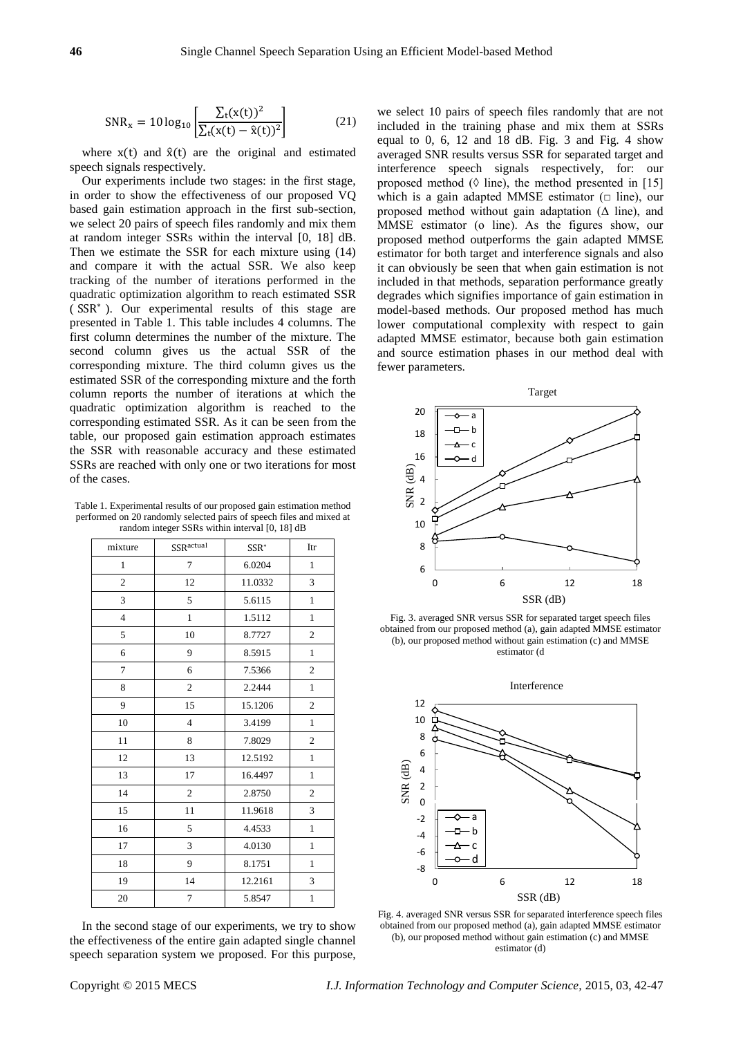$$\mathrm{SNR_x} = 10\log_{10}\left[\frac{\sum_t (x(t))^2}{\sum_t (x(t) - \hat{x}(t))^2}\right] \tag{21}$$

where $x(t)$ and $\hat{x}(t)$ are the original and estimated speech signals respectively.

Our experiments include two stages: in the first stage, in order to show the effectiveness of our proposed VQ based gain estimation approach in the first sub-section, we select 20 pairs of speech files randomly and mix them at random integer SSRs within the interval [0, 18] dB. Then we estimate the SSR for each mixture using (14) and compare it with the actual SSR. We also keep tracking of the number of iterations performed in the quadratic optimization algorithm to reach estimated SSR ( $SSR^*$ ). Our experimental results of this stage are presented in Table 1. This table includes 4 columns. The first column determines the number of the mixture. The second column gives us the actual SSR of the corresponding mixture. The third column gives us the estimated SSR of the corresponding mixture and the forth column reports the number of iterations at which the quadratic optimization algorithm is reached to the corresponding estimated SSR. As it can be seen from the table, our proposed gain estimation approach estimates the SSR with reasonable accuracy and these estimated SSRs are reached with only one or two iterations for most of the cases.

Table 1. Experimental results of our proposed gain estimation method performed on 20 randomly selected pairs of speech files and mixed at random integer SSRs within interval [0, 18] dB

| mixture | $SSR^{actual}$ | $SSR^*$ | Itr |
|---|---|---|---|
| 1 | 7 | 6.0204 | 1 |
| 2 | 12 | 11.0332 | 3 |
| 3 | 5 | 5.6115 | 1 |
| 4 | 1 | 1.5112 | 1 |
| 5 | 10 | 8.7727 | 2 |
| 6 | 9 | 8.5915 | 1 |
| 7 | 6 | 7.5366 | 2 |
| 8 | 2 | 2.2444 | 1 |
| 9 | 15 | 15.1206 | 2 |
| 10 | 4 | 3.4199 | 1 |
| 11 | 8 | 7.8029 | 2 |
| 12 | 13 | 12.5192 | 1 |
| 13 | 17 | 16.4497 | 1 |
| 14 | 2 | 2.8750 | 2 |
| 15 | 11 | 11.9618 | 3 |
| 16 | 5 | 4.4533 | 1 |
| 17 | 3 | 4.0130 | 1 |
| 18 | 9 | 8.1751 | 1 |
| 19 | 14 | 12.2161 | 3 |
| 20 | 7 | 5.8547 | 1 |

In the second stage of our experiments, we try to show the effectiveness of the entire gain adapted single channel speech separation system we proposed. For this purpose, we select 10 pairs of speech files randomly that are not included in the training phase and mix them at SSRs equal to 0, 6, 12 and 18 dB. Fig. 3 and Fig. 4 show averaged SNR results versus SSR for separated target and interference speech signals respectively, for: our proposed method (◊ line), the method presented in [15] which is a gain adapted MMSE estimator (□ line), our proposed method without gain adaptation (Δ line), and MMSE estimator (o line). As the figures show, our proposed method outperforms the gain adapted MMSE estimator for both target and interference signals and also it can obviously be seen that when gain estimation is not included in that methods, separation performance greatly degrades which signifies importance of gain estimation in model-based methods. Our proposed method has much lower computational complexity with respect to gain adapted MMSE estimator, because both gain estimation and source estimation phases in our method deal with fewer parameters.

Fig. 3. averaged SNR versus SSR for separated target speech files obtained from our proposed method (a), gain adapted MMSE estimator (b), our proposed method without gain estimation (c) and MMSE estimator (d

Fig. 4. averaged SNR versus SSR for separated interference speech files obtained from our proposed method (a), gain adapted MMSE estimator (b), our proposed method without gain estimation (c) and MMSE estimator (d)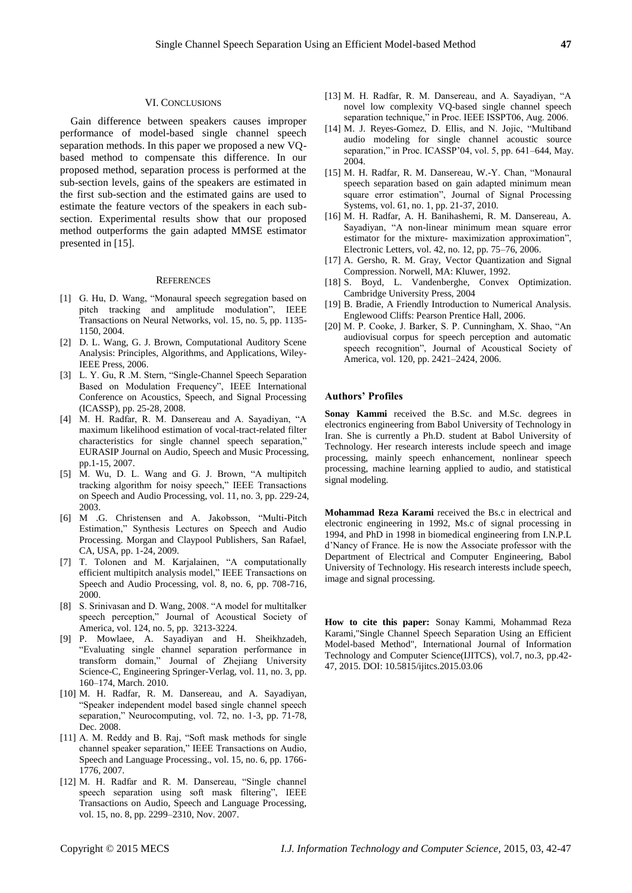## VI. Conclusions

Gain difference between speakers causes improper performance of model-based single channel speech separation methods. In this paper we proposed a new VQ-based method to compensate this difference. In our proposed method, separation process is performed at the sub-section levels, gains of the speakers are estimated in the first sub-section and the estimated gains are used to estimate the feature vectors of the speakers in each sub-section. Experimental results show that our proposed method outperforms the gain adapted MMSE estimator presented in [15].

## References

[1] G. Hu, D. Wang, "Monaural speech segregation based on pitch tracking and amplitude modulation", IEEE Transactions on Neural Networks, vol. 15, no. 5, pp. 1135-1150, 2004.

[2] D. L. Wang, G. J. Brown, Computational Auditory Scene Analysis: Principles, Algorithms, and Applications, Wiley-IEEE Press, 2006.

[3] L. Y. Gu, R .M. Stern, "Single-Channel Speech Separation Based on Modulation Frequency", IEEE International Conference on Acoustics, Speech, and Signal Processing (ICASSP), pp. 25-28, 2008.

[4] M. H. Radfar, R. M. Dansereau and A. Sayadiyan, "A maximum likelihood estimation of vocal-tract-related filter characteristics for single channel speech separation," EURASIP Journal on Audio, Speech and Music Processing, pp.1-15, 2007.

[5] M. Wu, D. L. Wang and G. J. Brown, "A multipitch tracking algorithm for noisy speech," IEEE Transactions on Speech and Audio Processing, vol. 11, no. 3, pp. 229-24, 2003.

[6] M .G. Christensen and A. Jakobsson, "Multi-Pitch Estimation," Synthesis Lectures on Speech and Audio Processing. Morgan and Claypool Publishers, San Rafael, CA, USA, pp. 1-24, 2009.

[7] T. Tolonen and M. Karjalainen, "A computationally efficient multipitch analysis model," IEEE Transactions on Speech and Audio Processing, vol. 8, no. 6, pp. 708-716, 2000.

[8] S. Srinivasan and D. Wang, 2008. "A model for multitalker speech perception," Journal of Acoustical Society of America, vol. 124, no. 5, pp. 3213-3224.

[9] P. Mowlaee, A. Sayadiyan and H. Sheikhzadeh, "Evaluating single channel separation performance in transform domain," Journal of Zhejiang University Science-C, Engineering Springer-Verlag, vol. 11, no. 3, pp. 160–174, March. 2010.

[10] M. H. Radfar, R. M. Dansereau, and A. Sayadiyan, "Speaker independent model based single channel speech separation," Neurocomputing, vol. 72, no. 1-3, pp. 71-78, Dec. 2008.

[11] A. M. Reddy and B. Raj, "Soft mask methods for single channel speaker separation," IEEE Transactions on Audio, Speech and Language Processing., vol. 15, no. 6, pp. 1766-1776, 2007.

[12] M. H. Radfar and R. M. Dansereau, "Single channel speech separation using soft mask filtering", IEEE Transactions on Audio, Speech and Language Processing, vol. 15, no. 8, pp. 2299–2310, Nov. 2007.

[13] M. H. Radfar, R. M. Dansereau, and A. Sayadiyan, "A novel low complexity VQ-based single channel speech separation technique," in Proc. IEEE ISSPT06, Aug. 2006.

[14] M. J. Reyes-Gomez, D. Ellis, and N. Jojic, "Multiband audio modeling for single channel acoustic source separation," in Proc. ICASSP'04, vol. 5, pp. 641–644, May. 2004.

[15] M. H. Radfar, R. M. Dansereau, W.-Y. Chan, "Monaural speech separation based on gain adapted minimum mean square error estimation", Journal of Signal Processing Systems, vol. 61, no. 1, pp. 21-37, 2010.

[16] M. H. Radfar, A. H. Banihashemi, R. M. Dansereau, A. Sayadiyan, "A non-linear minimum mean square error estimator for the mixture- maximization approximation", Electronic Letters, vol. 42, no. 12, pp. 75–76, 2006.

[17] A. Gersho, R. M. Gray, Vector Quantization and Signal Compression. Norwell, MA: Kluwer, 1992.

[18] S. Boyd, L. Vandenberghe, Convex Optimization. Cambridge University Press, 2004

[19] B. Bradie, A Friendly Introduction to Numerical Analysis. Englewood Cliffs: Pearson Prentice Hall, 2006.

[20] M. P. Cooke, J. Barker, S. P. Cunningham, X. Shao, "An audiovisual corpus for speech perception and automatic speech recognition", Journal of Acoustical Society of America, vol. 120, pp. 2421–2424, 2006.

### Authors' Profiles

**Sonay Kammi** received the B.Sc. and M.Sc. degrees in electronics engineering from Babol University of Technology in Iran. She is currently a Ph.D. student at Babol University of Technology. Her research interests include speech and image processing, mainly speech enhancement, nonlinear speech processing, machine learning applied to audio, and statistical signal modeling.

**Mohammad Reza Karami** received the Bs.c in electrical and electronic engineering in 1992, Ms.c of signal processing in 1994, and PhD in 1998 in biomedical engineering from I.N.P.L d'Nancy of France. He is now the Associate professor with the Department of Electrical and Computer Engineering, Babol University of Technology. His research interests include speech, image and signal processing.

**How to cite this paper:** Sonay Kammi, Mohammad Reza Karami,"Single Channel Speech Separation Using an Efficient Model-based Method", International Journal of Information Technology and Computer Science(IJITCS), vol.7, no.3, pp.42-47, 2015. DOI: 10.5815/ijitcs.2015.03.06